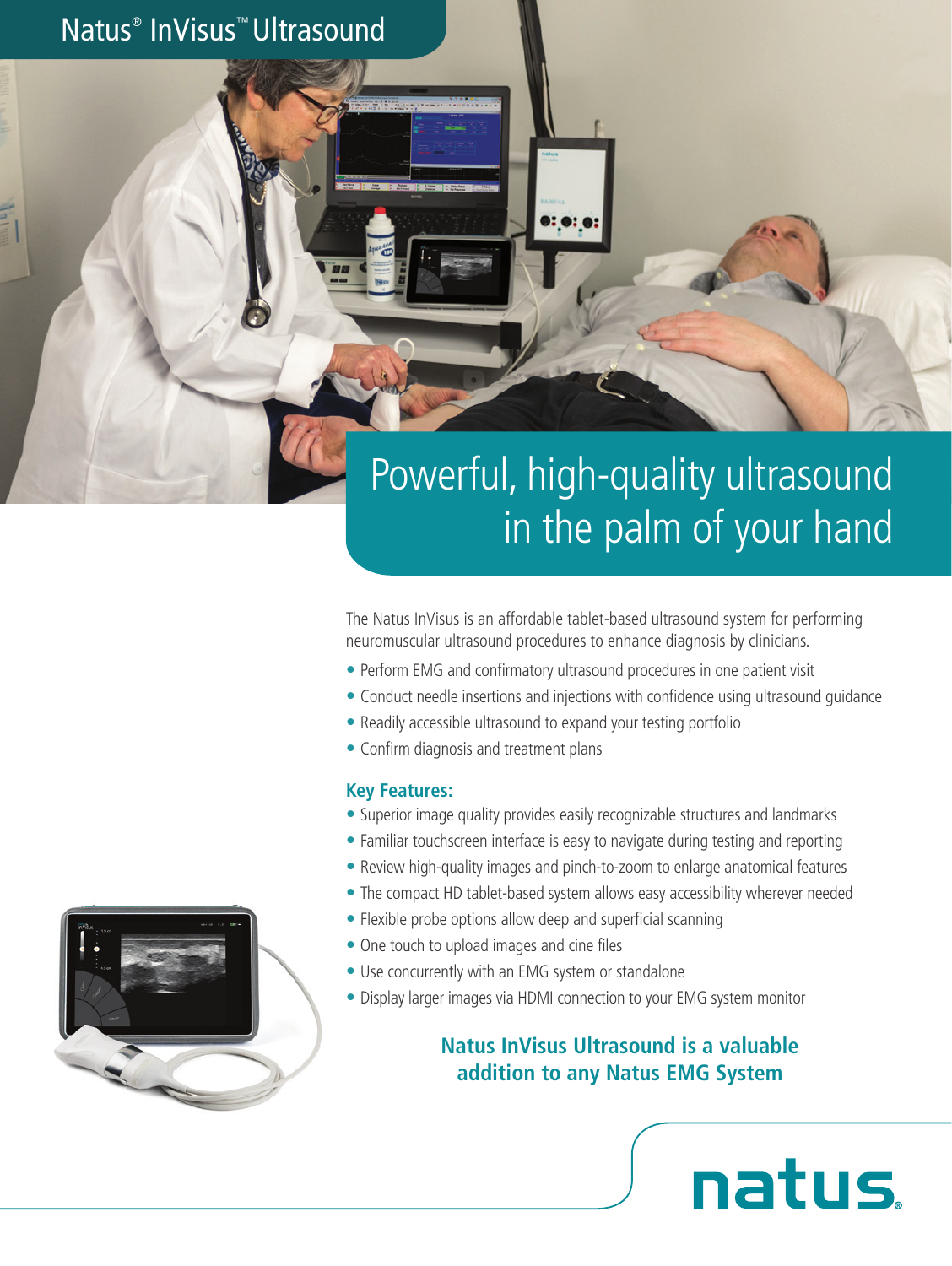# Natus® InVisus™ Ultrasound

## Powerful, high-quality ultrasound in the palm of your hand

The Natus InVisus is an affordable tablet-based ultrasound system for performing neuromuscular ultrasound procedures to enhance diagnosis by clinicians.

- Perform EMG and confirmatory ultrasound procedures in one patient visit
- Conduct needle insertions and injections with confidence using ultrasound guidance
- Readily accessible ultrasound to expand your testing portfolio
- Confirm diagnosis and treatment plans

### Key Features:

- Superior image quality provides easily recognizable structures and landmarks
- Familiar touchscreen interface is easy to navigate during testing and reporting
- Review high-quality images and pinch-to-zoom to enlarge anatomical features
- The compact HD tablet-based system allows easy accessibility wherever needed
- Flexible probe options allow deep and superficial scanning
- One touch to upload images and cine files
- Use concurrently with an EMG system or standalone
- Display larger images via HDMI connection to your EMG system monitor

**Natus InVisus Ultrasound is a valuable addition to any Natus EMG System**

natus.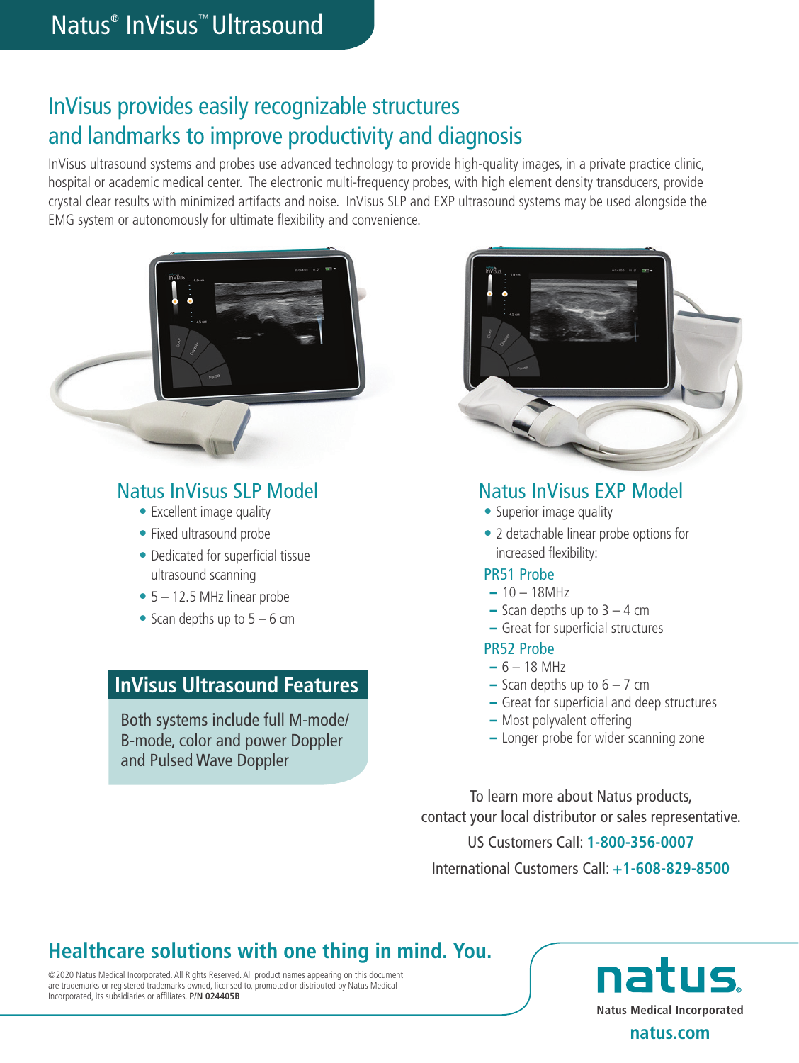# Natus® InVisus™ Ultrasound

## InVisus provides easily recognizable structures and landmarks to improve productivity and diagnosis

InVisus ultrasound systems and probes use advanced technology to provide high-quality images, in a private practice clinic, hospital or academic medical center. The electronic multi-frequency probes, with high element density transducers, provide crystal clear results with minimized artifacts and noise. InVisus SLP and EXP ultrasound systems may be used alongside the EMG system or autonomously for ultimate flexibility and convenience.

### Natus InVisus SLP Model

- Excellent image quality
- Fixed ultrasound probe
- Dedicated for superficial tissue ultrasound scanning
- 5 – 12.5 MHz linear probe
- Scan depths up to 5 – 6 cm

### InVisus Ultrasound Features

Both systems include full M-mode/B-mode, color and power Doppler and Pulsed Wave Doppler

### Natus InVisus EXP Model

- Superior image quality
- 2 detachable linear probe options for increased flexibility:

#### PR51 Probe

- 10 – 18MHz
- Scan depths up to 3 – 4 cm
- Great for superficial structures

#### PR52 Probe

- 6 – 18 MHz
- Scan depths up to 6 – 7 cm
- Great for superficial and deep structures
- Most polyvalent offering
- Longer probe for wider scanning zone

To learn more about Natus products, contact your local distributor or sales representative.

US Customers Call: **1-800-356-0007**

International Customers Call: **+1-608-829-8500**

## Healthcare solutions with one thing in mind. You.

©2020 Natus Medical Incorporated. All Rights Reserved. All product names appearing on this document are trademarks or registered trademarks owned, licensed to, promoted or distributed by Natus Medical Incorporated, its subsidiaries or affiliates. **P/N 024405B**

natus.

**Natus Medical Incorporated**

**natus.com**